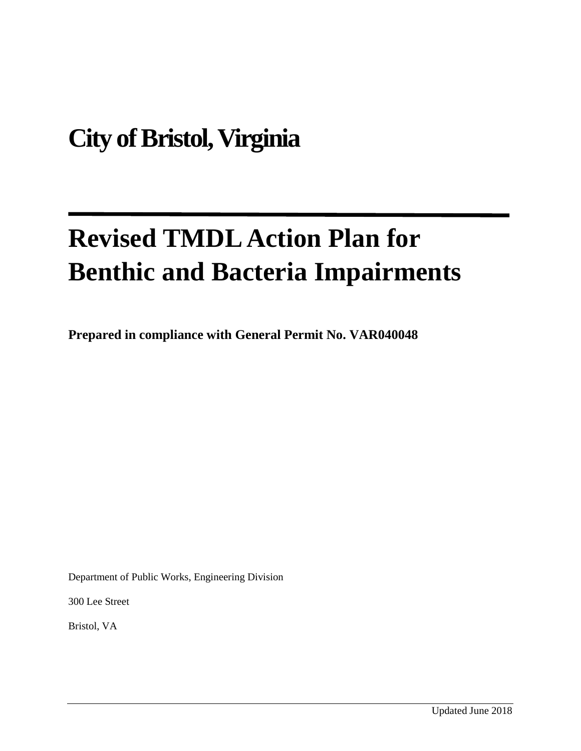# City of Bristol, Virginia

# Revised TMDL Action Plan for Benthic and Bacteria Impairments

**Prepared in compliance with General Permit No. VAR040048**

Department of Public Works, Engineering Division

300 Lee Street

Bristol, VA

Updated June 2018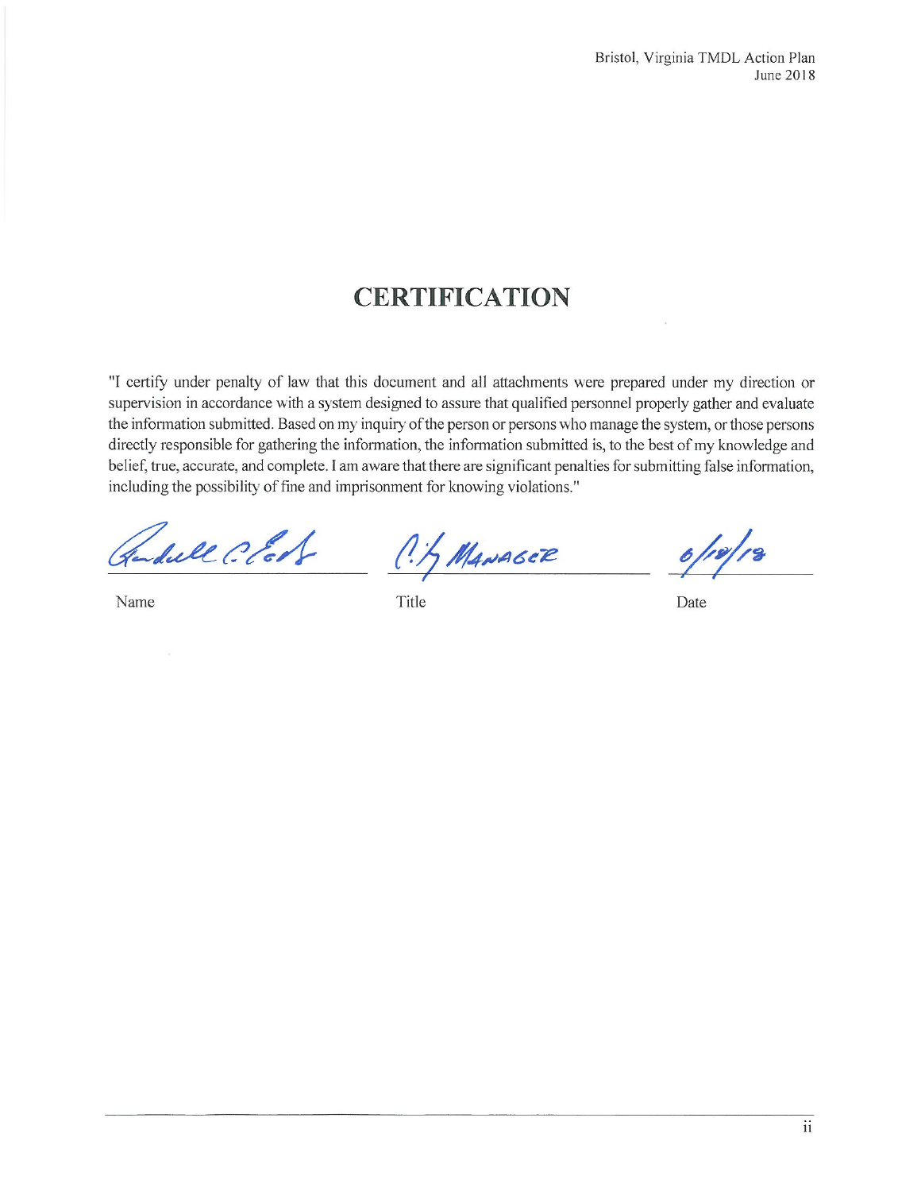# CERTIFICATION

"I certify under penalty of law that this document and all attachments were prepared under my direction or supervision in accordance with a system designed to assure that qualified personnel properly gather and evaluate the information submitted. Based on my inquiry of the person or persons who manage the system, or those persons directly responsible for gathering the information, the information submitted is, to the best of my knowledge and belief, true, accurate, and complete. I am aware that there are significant penalties for submitting false information, including the possibility of fine and imprisonment for knowing violations."

| Randall C. Eads | City Manager | 6/18/18 |
|---|---|---|
| Name | Title | Date |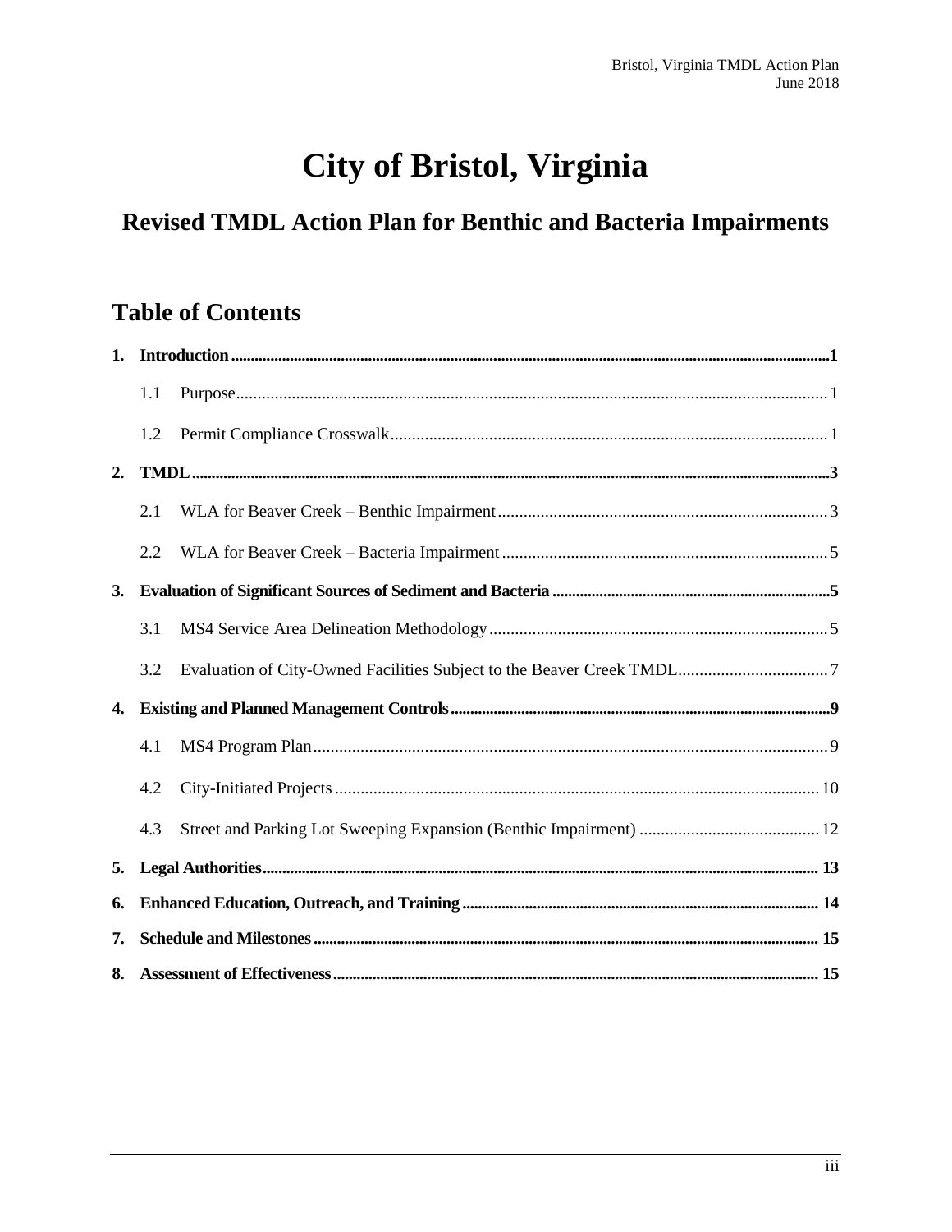# City of Bristol, Virginia

## Revised TMDL Action Plan for Benthic and Bacteria Impairments

## Table of Contents

**1. Introduction** .......... **1**

- 1.1 Purpose .......... 1
- 1.2 Permit Compliance Crosswalk .......... 1

**2. TMDL** .......... **3**

- 2.1 WLA for Beaver Creek – Benthic Impairment .......... 3
- 2.2 WLA for Beaver Creek – Bacteria Impairment .......... 5

**3. Evaluation of Significant Sources of Sediment and Bacteria** .......... **5**

- 3.1 MS4 Service Area Delineation Methodology .......... 5
- 3.2 Evaluation of City-Owned Facilities Subject to the Beaver Creek TMDL .......... 7

**4. Existing and Planned Management Controls** .......... **9**

- 4.1 MS4 Program Plan .......... 9
- 4.2 City-Initiated Projects .......... 10
- 4.3 Street and Parking Lot Sweeping Expansion (Benthic Impairment) .......... 12

**5. Legal Authorities** .......... **13**

**6. Enhanced Education, Outreach, and Training** .......... **14**

**7. Schedule and Milestones** .......... **15**

**8. Assessment of Effectiveness** .......... **15**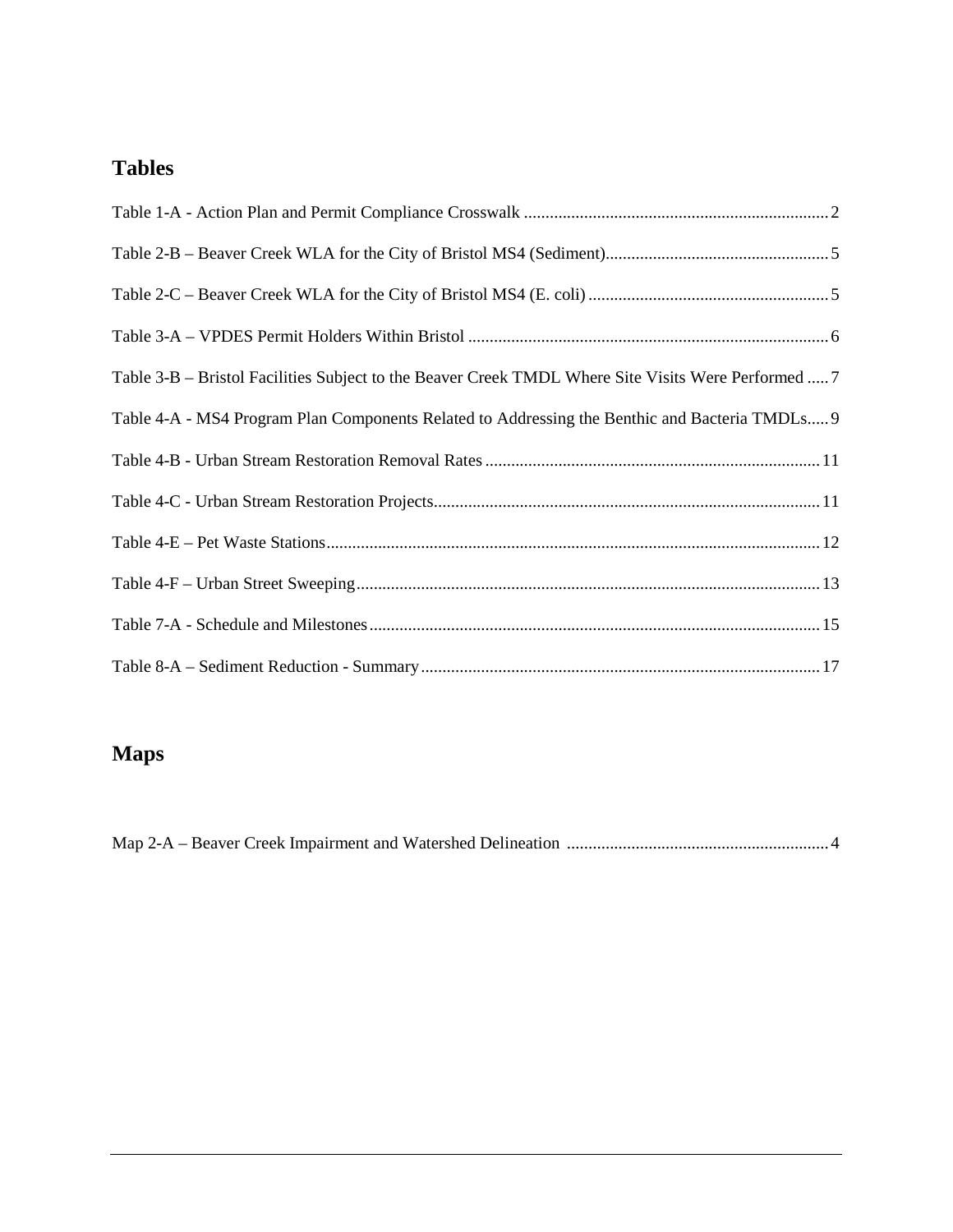## Tables

Table 1-A - Action Plan and Permit Compliance Crosswalk .......................................................................2

Table 2-B – Beaver Creek WLA for the City of Bristol MS4 (Sediment)....................................................5

Table 2-C – Beaver Creek WLA for the City of Bristol MS4 (E. coli)........................................................5

Table 3-A – VPDES Permit Holders Within Bristol ....................................................................................6

Table 3-B – Bristol Facilities Subject to the Beaver Creek TMDL Where Site Visits Were Performed .....7

Table 4-A - MS4 Program Plan Components Related to Addressing the Benthic and Bacteria TMDLs.....9

Table 4-B - Urban Stream Restoration Removal Rates..............................................................................11

Table 4-C - Urban Stream Restoration Projects..........................................................................................11

Table 4-E – Pet Waste Stations...................................................................................................................12

Table 4-F – Urban Street Sweeping............................................................................................................13

Table 7-A - Schedule and Milestones.........................................................................................................15

Table 8-A – Sediment Reduction - Summary.............................................................................................17

## Maps

Map 2-A – Beaver Creek Impairment and Watershed Delineation .............................................................4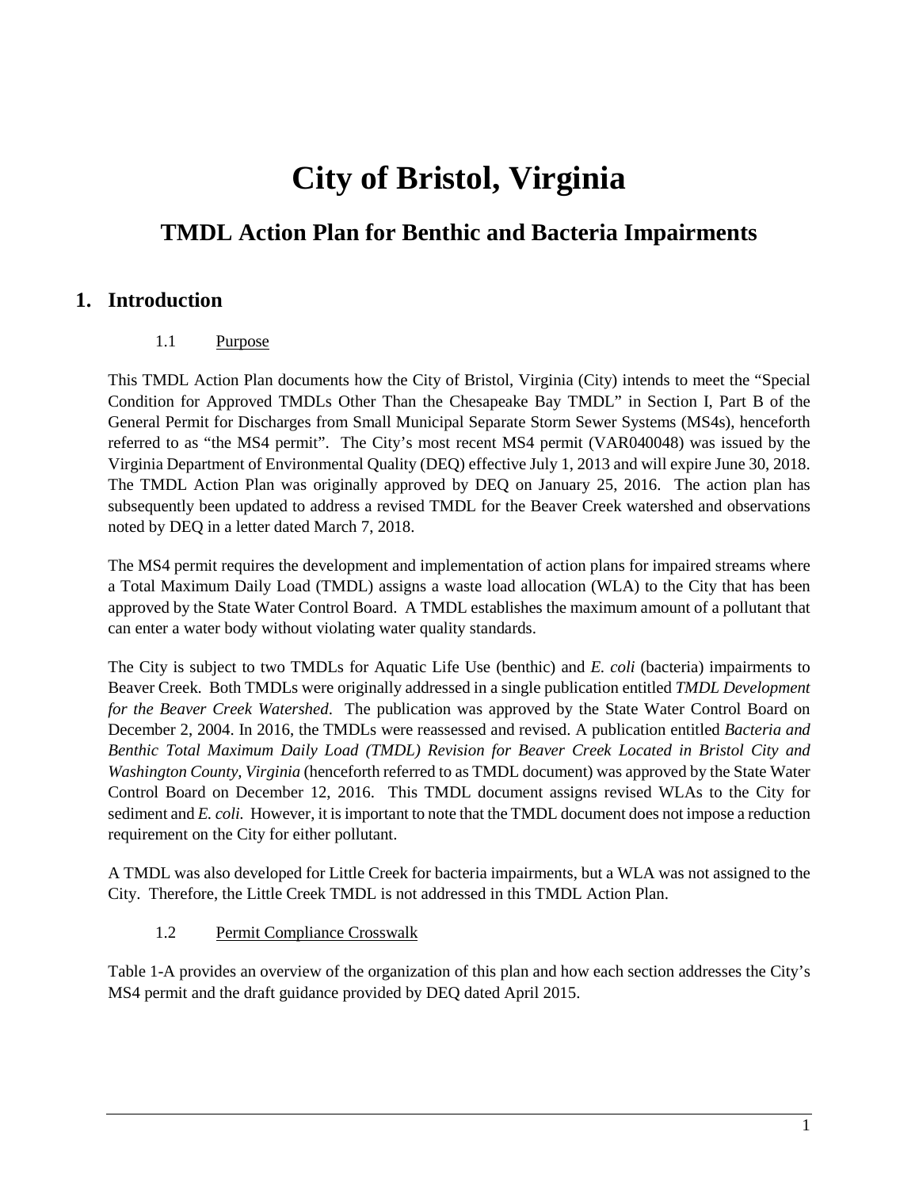# City of Bristol, Virginia

## TMDL Action Plan for Benthic and Bacteria Impairments

## 1. Introduction

### 1.1 Purpose

This TMDL Action Plan documents how the City of Bristol, Virginia (City) intends to meet the "Special Condition for Approved TMDLs Other Than the Chesapeake Bay TMDL" in Section I, Part B of the General Permit for Discharges from Small Municipal Separate Storm Sewer Systems (MS4s), henceforth referred to as "the MS4 permit". The City's most recent MS4 permit (VAR040048) was issued by the Virginia Department of Environmental Quality (DEQ) effective July 1, 2013 and will expire June 30, 2018. The TMDL Action Plan was originally approved by DEQ on January 25, 2016. The action plan has subsequently been updated to address a revised TMDL for the Beaver Creek watershed and observations noted by DEQ in a letter dated March 7, 2018.

The MS4 permit requires the development and implementation of action plans for impaired streams where a Total Maximum Daily Load (TMDL) assigns a waste load allocation (WLA) to the City that has been approved by the State Water Control Board. A TMDL establishes the maximum amount of a pollutant that can enter a water body without violating water quality standards.

The City is subject to two TMDLs for Aquatic Life Use (benthic) and *E. coli* (bacteria) impairments to Beaver Creek. Both TMDLs were originally addressed in a single publication entitled *TMDL Development for the Beaver Creek Watershed*. The publication was approved by the State Water Control Board on December 2, 2004. In 2016, the TMDLs were reassessed and revised. A publication entitled *Bacteria and Benthic Total Maximum Daily Load (TMDL) Revision for Beaver Creek Located in Bristol City and Washington County, Virginia* (henceforth referred to as TMDL document) was approved by the State Water Control Board on December 12, 2016. This TMDL document assigns revised WLAs to the City for sediment and *E. coli.* However, it is important to note that the TMDL document does not impose a reduction requirement on the City for either pollutant.

A TMDL was also developed for Little Creek for bacteria impairments, but a WLA was not assigned to the City. Therefore, the Little Creek TMDL is not addressed in this TMDL Action Plan.

### 1.2 Permit Compliance Crosswalk

Table 1-A provides an overview of the organization of this plan and how each section addresses the City's MS4 permit and the draft guidance provided by DEQ dated April 2015.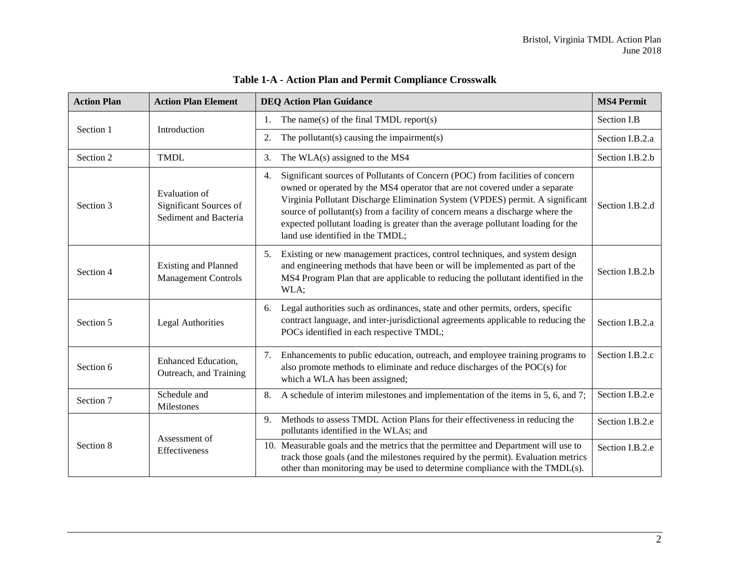**Table 1-A - Action Plan and Permit Compliance Crosswalk**

| Action Plan | Action Plan Element | DEQ Action Plan Guidance | MS4 Permit |
|---|---|---|---|
| Section 1 | Introduction | 1. The name(s) of the final TMDL report(s) | Section I.B |
| | | 2. The pollutant(s) causing the impairment(s) | Section I.B.2.a |
| Section 2 | TMDL | 3. The WLA(s) assigned to the MS4 | Section I.B.2.b |
| Section 3 | Evaluation of Significant Sources of Sediment and Bacteria | 4. Significant sources of Pollutants of Concern (POC) from facilities of concern owned or operated by the MS4 operator that are not covered under a separate Virginia Pollutant Discharge Elimination System (VPDES) permit. A significant source of pollutant(s) from a facility of concern means a discharge where the expected pollutant loading is greater than the average pollutant loading for the land use identified in the TMDL; | Section I.B.2.d |
| Section 4 | Existing and Planned Management Controls | 5. Existing or new management practices, control techniques, and system design and engineering methods that have been or will be implemented as part of the MS4 Program Plan that are applicable to reducing the pollutant identified in the WLA; | Section I.B.2.b |
| Section 5 | Legal Authorities | 6. Legal authorities such as ordinances, state and other permits, orders, specific contract language, and inter-jurisdictional agreements applicable to reducing the POCs identified in each respective TMDL; | Section I.B.2.a |
| Section 6 | Enhanced Education, Outreach, and Training | 7. Enhancements to public education, outreach, and employee training programs to also promote methods to eliminate and reduce discharges of the POC(s) for which a WLA has been assigned; | Section I.B.2.c |
| Section 7 | Schedule and Milestones | 8. A schedule of interim milestones and implementation of the items in 5, 6, and 7; | Section I.B.2.e |
| Section 8 | Assessment of Effectiveness | 9. Methods to assess TMDL Action Plans for their effectiveness in reducing the pollutants identified in the WLAs; and | Section I.B.2.e |
| | | 10. Measurable goals and the metrics that the permittee and Department will use to track those goals (and the milestones required by the permit). Evaluation metrics other than monitoring may be used to determine compliance with the TMDL(s). | Section I.B.2.e |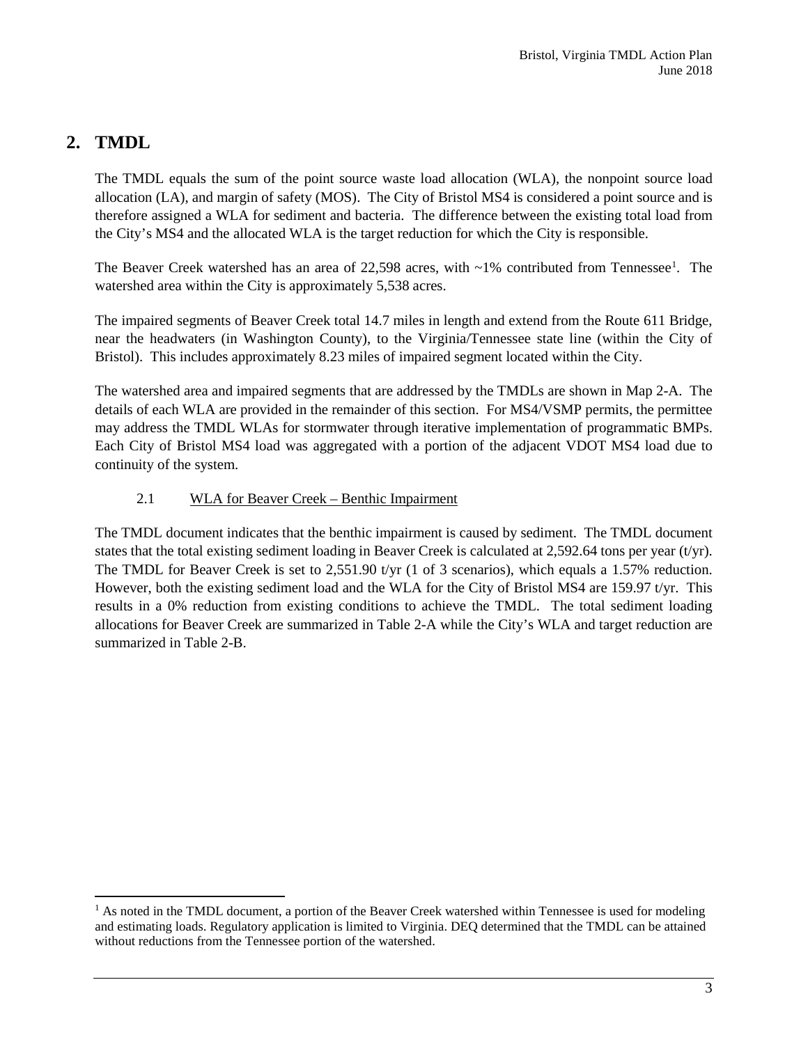# 2. TMDL

The TMDL equals the sum of the point source waste load allocation (WLA), the nonpoint source load allocation (LA), and margin of safety (MOS). The City of Bristol MS4 is considered a point source and is therefore assigned a WLA for sediment and bacteria. The difference between the existing total load from the City's MS4 and the allocated WLA is the target reduction for which the City is responsible.

The Beaver Creek watershed has an area of 22,598 acres, with ~1% contributed from Tennessee[1]. The watershed area within the City is approximately 5,538 acres.

The impaired segments of Beaver Creek total 14.7 miles in length and extend from the Route 611 Bridge, near the headwaters (in Washington County), to the Virginia/Tennessee state line (within the City of Bristol). This includes approximately 8.23 miles of impaired segment located within the City.

The watershed area and impaired segments that are addressed by the TMDLs are shown in Map 2-A. The details of each WLA are provided in the remainder of this section. For MS4/VSMP permits, the permittee may address the TMDL WLAs for stormwater through iterative implementation of programmatic BMPs. Each City of Bristol MS4 load was aggregated with a portion of the adjacent VDOT MS4 load due to continuity of the system.

## 2.1 WLA for Beaver Creek – Benthic Impairment

The TMDL document indicates that the benthic impairment is caused by sediment. The TMDL document states that the total existing sediment loading in Beaver Creek is calculated at 2,592.64 tons per year (t/yr). The TMDL for Beaver Creek is set to 2,551.90 t/yr (1 of 3 scenarios), which equals a 1.57% reduction. However, both the existing sediment load and the WLA for the City of Bristol MS4 are 159.97 t/yr. This results in a 0% reduction from existing conditions to achieve the TMDL. The total sediment loading allocations for Beaver Creek are summarized in Table 2-A while the City's WLA and target reduction are summarized in Table 2-B.

[1] As noted in the TMDL document, a portion of the Beaver Creek watershed within Tennessee is used for modeling and estimating loads. Regulatory application is limited to Virginia. DEQ determined that the TMDL can be attained without reductions from the Tennessee portion of the watershed.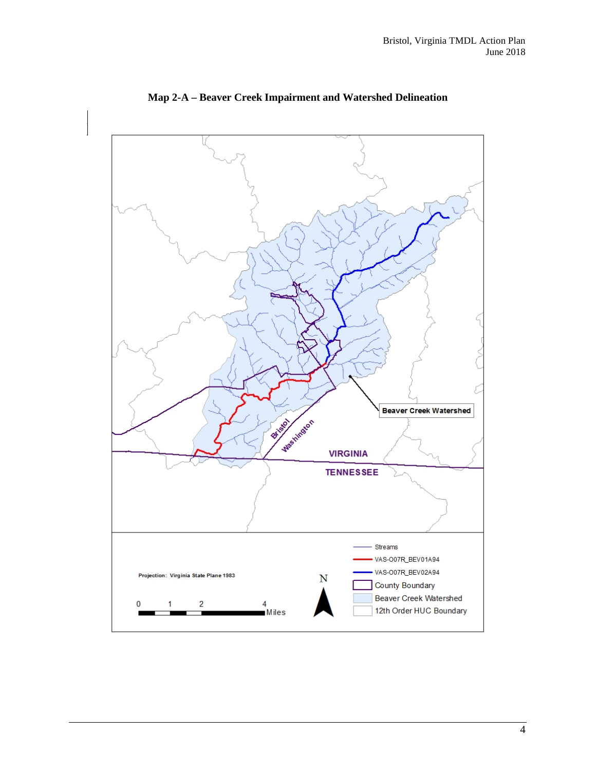# Map 2-A – Beaver Creek Impairment and Watershed Delineation

Beaver Creek Watershed

Bristol

Washington

VIRGINIA

TENNESSEE

Streams

VAS-O07R_BEV01A94

VAS-O07R_BEV02A94

County Boundary

Beaver Creek Watershed

12th Order HUC Boundary

Projection: Virginia State Plane 1983

0 1 2 4 Miles

N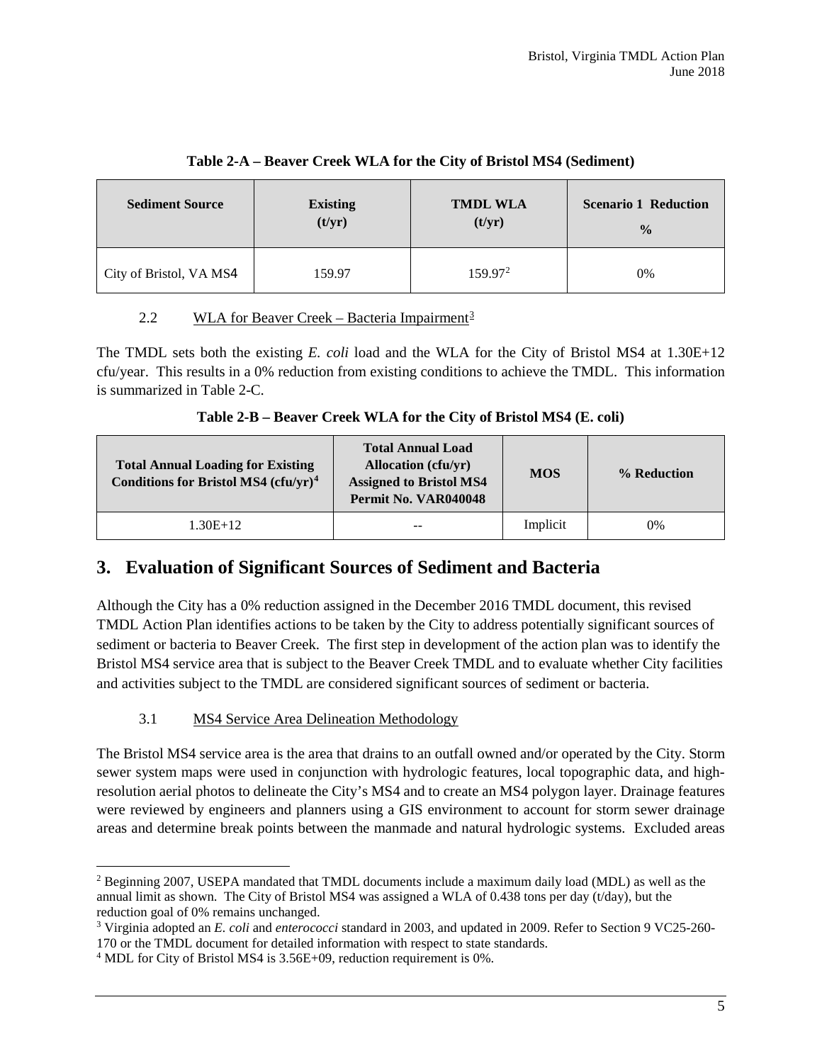**Table 2-A – Beaver Creek WLA for the City of Bristol MS4 (Sediment)**

| Sediment Source | Existing (t/yr) | TMDL WLA (t/yr) | Scenario 1 Reduction % |
|---|---|---|---|
| City of Bristol, VA MS4 | 159.97 | 159.97[2] | 0% |

2.2 WLA for Beaver Creek – Bacteria Impairment[3]

The TMDL sets both the existing *E. coli* load and the WLA for the City of Bristol MS4 at 1.30E+12 cfu/year. This results in a 0% reduction from existing conditions to achieve the TMDL. This information is summarized in Table 2-C.

**Table 2-B – Beaver Creek WLA for the City of Bristol MS4 (E. coli)**

| Total Annual Loading for Existing Conditions for Bristol MS4 (cfu/yr)[4] | Total Annual Load Allocation (cfu/yr) Assigned to Bristol MS4 Permit No. VAR040048 | MOS | % Reduction |
|---|---|---|---|
| 1.30E+12 | -- | Implicit | 0% |

# 3. Evaluation of Significant Sources of Sediment and Bacteria

Although the City has a 0% reduction assigned in the December 2016 TMDL document, this revised TMDL Action Plan identifies actions to be taken by the City to address potentially significant sources of sediment or bacteria to Beaver Creek. The first step in development of the action plan was to identify the Bristol MS4 service area that is subject to the Beaver Creek TMDL and to evaluate whether City facilities and activities subject to the TMDL are considered significant sources of sediment or bacteria.

3.1 MS4 Service Area Delineation Methodology

The Bristol MS4 service area is the area that drains to an outfall owned and/or operated by the City. Storm sewer system maps were used in conjunction with hydrologic features, local topographic data, and high-resolution aerial photos to delineate the City's MS4 and to create an MS4 polygon layer. Drainage features were reviewed by engineers and planners using a GIS environment to account for storm sewer drainage areas and determine break points between the manmade and natural hydrologic systems. Excluded areas

---

[2] Beginning 2007, USEPA mandated that TMDL documents include a maximum daily load (MDL) as well as the annual limit as shown. The City of Bristol MS4 was assigned a WLA of 0.438 tons per day (t/day), but the reduction goal of 0% remains unchanged.

[3] Virginia adopted an *E. coli* and *enterococci* standard in 2003, and updated in 2009. Refer to Section 9 VC25-260-170 or the TMDL document for detailed information with respect to state standards.

[4] MDL for City of Bristol MS4 is 3.56E+09, reduction requirement is 0%.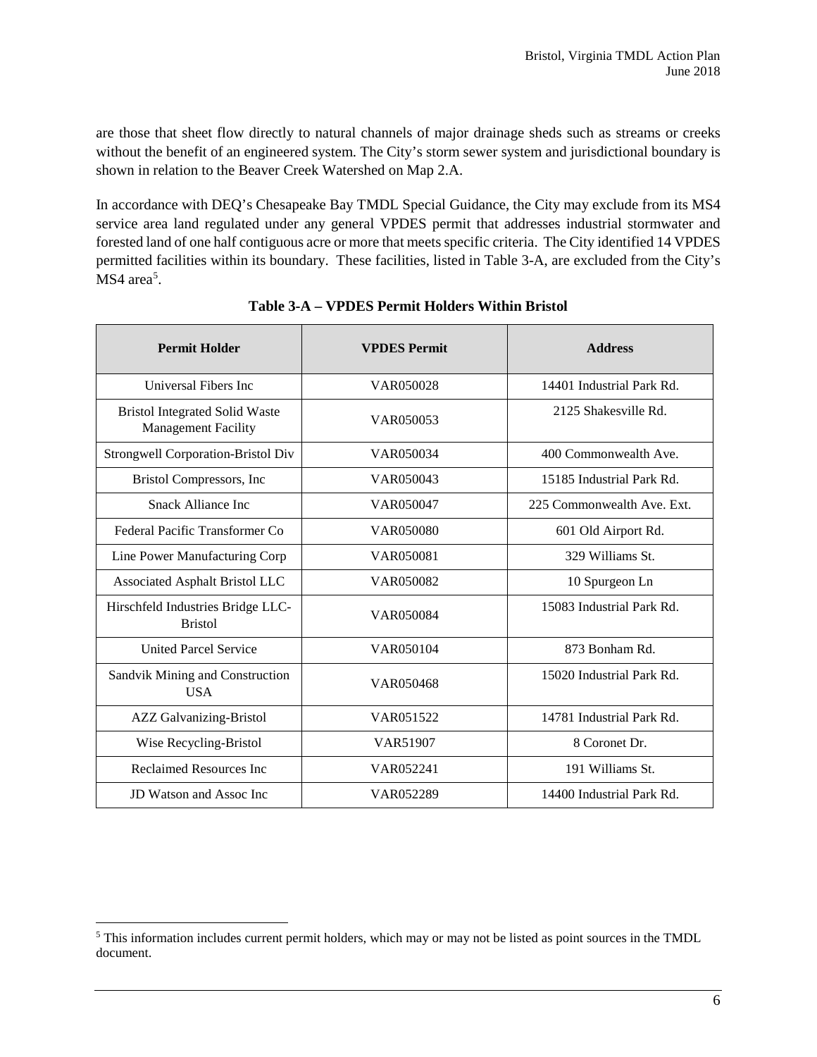are those that sheet flow directly to natural channels of major drainage sheds such as streams or creeks without the benefit of an engineered system. The City's storm sewer system and jurisdictional boundary is shown in relation to the Beaver Creek Watershed on Map 2.A.

In accordance with DEQ's Chesapeake Bay TMDL Special Guidance, the City may exclude from its MS4 service area land regulated under any general VPDES permit that addresses industrial stormwater and forested land of one half contiguous acre or more that meets specific criteria. The City identified 14 VPDES permitted facilities within its boundary. These facilities, listed in Table 3-A, are excluded from the City's MS4 area[5].

**Table 3-A – VPDES Permit Holders Within Bristol**

| Permit Holder | VPDES Permit | Address |
|---|---|---|
| Universal Fibers Inc | VAR050028 | 14401 Industrial Park Rd. |
| Bristol Integrated Solid Waste Management Facility | VAR050053 | 2125 Shakesville Rd. |
| Strongwell Corporation-Bristol Div | VAR050034 | 400 Commonwealth Ave. |
| Bristol Compressors, Inc | VAR050043 | 15185 Industrial Park Rd. |
| Snack Alliance Inc | VAR050047 | 225 Commonwealth Ave. Ext. |
| Federal Pacific Transformer Co | VAR050080 | 601 Old Airport Rd. |
| Line Power Manufacturing Corp | VAR050081 | 329 Williams St. |
| Associated Asphalt Bristol LLC | VAR050082 | 10 Spurgeon Ln |
| Hirschfeld Industries Bridge LLC-Bristol | VAR050084 | 15083 Industrial Park Rd. |
| United Parcel Service | VAR050104 | 873 Bonham Rd. |
| Sandvik Mining and Construction USA | VAR050468 | 15020 Industrial Park Rd. |
| AZZ Galvanizing-Bristol | VAR051522 | 14781 Industrial Park Rd. |
| Wise Recycling-Bristol | VAR51907 | 8 Coronet Dr. |
| Reclaimed Resources Inc | VAR052241 | 191 Williams St. |
| JD Watson and Assoc Inc | VAR052289 | 14400 Industrial Park Rd. |

[5] This information includes current permit holders, which may or may not be listed as point sources in the TMDL document.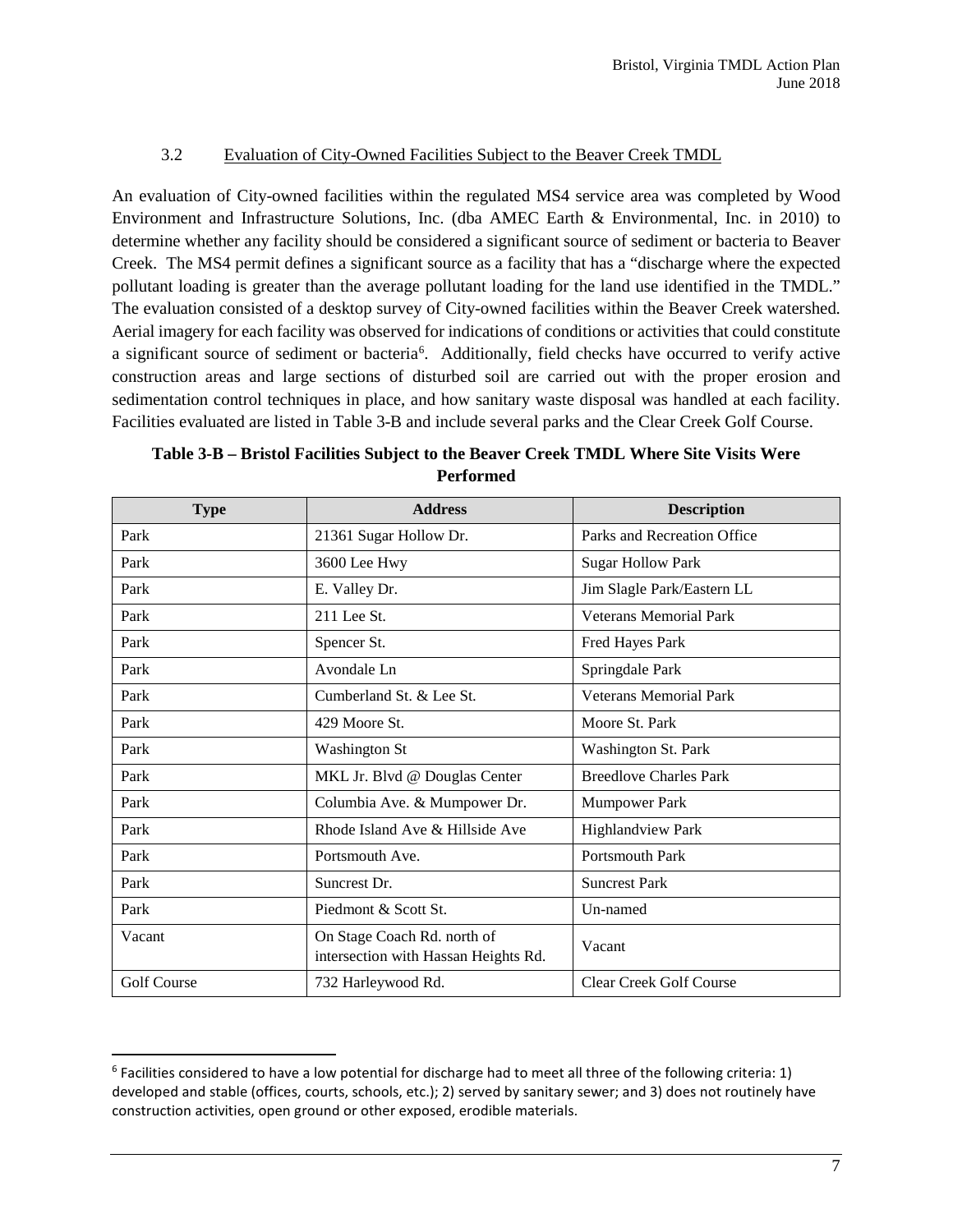### 3.2 Evaluation of City-Owned Facilities Subject to the Beaver Creek TMDL

An evaluation of City-owned facilities within the regulated MS4 service area was completed by Wood Environment and Infrastructure Solutions, Inc. (dba AMEC Earth & Environmental, Inc. in 2010) to determine whether any facility should be considered a significant source of sediment or bacteria to Beaver Creek. The MS4 permit defines a significant source as a facility that has a "discharge where the expected pollutant loading is greater than the average pollutant loading for the land use identified in the TMDL." The evaluation consisted of a desktop survey of City-owned facilities within the Beaver Creek watershed. Aerial imagery for each facility was observed for indications of conditions or activities that could constitute a significant source of sediment or bacteria[6]. Additionally, field checks have occurred to verify active construction areas and large sections of disturbed soil are carried out with the proper erosion and sedimentation control techniques in place, and how sanitary waste disposal was handled at each facility. Facilities evaluated are listed in Table 3-B and include several parks and the Clear Creek Golf Course.

**Table 3-B – Bristol Facilities Subject to the Beaver Creek TMDL Where Site Visits Were Performed**

| Type | Address | Description |
|---|---|---|
| Park | 21361 Sugar Hollow Dr. | Parks and Recreation Office |
| Park | 3600 Lee Hwy | Sugar Hollow Park |
| Park | E. Valley Dr. | Jim Slagle Park/Eastern LL |
| Park | 211 Lee St. | Veterans Memorial Park |
| Park | Spencer St. | Fred Hayes Park |
| Park | Avondale Ln | Springdale Park |
| Park | Cumberland St. & Lee St. | Veterans Memorial Park |
| Park | 429 Moore St. | Moore St. Park |
| Park | Washington St | Washington St. Park |
| Park | MKL Jr. Blvd @ Douglas Center | Breedlove Charles Park |
| Park | Columbia Ave. & Mumpower Dr. | Mumpower Park |
| Park | Rhode Island Ave & Hillside Ave | Highlandview Park |
| Park | Portsmouth Ave. | Portsmouth Park |
| Park | Suncrest Dr. | Suncrest Park |
| Park | Piedmont & Scott St. | Un-named |
| Vacant | On Stage Coach Rd. north of intersection with Hassan Heights Rd. | Vacant |
| Golf Course | 732 Harleywood Rd. | Clear Creek Golf Course |

[6] Facilities considered to have a low potential for discharge had to meet all three of the following criteria: 1) developed and stable (offices, courts, schools, etc.); 2) served by sanitary sewer; and 3) does not routinely have construction activities, open ground or other exposed, erodible materials.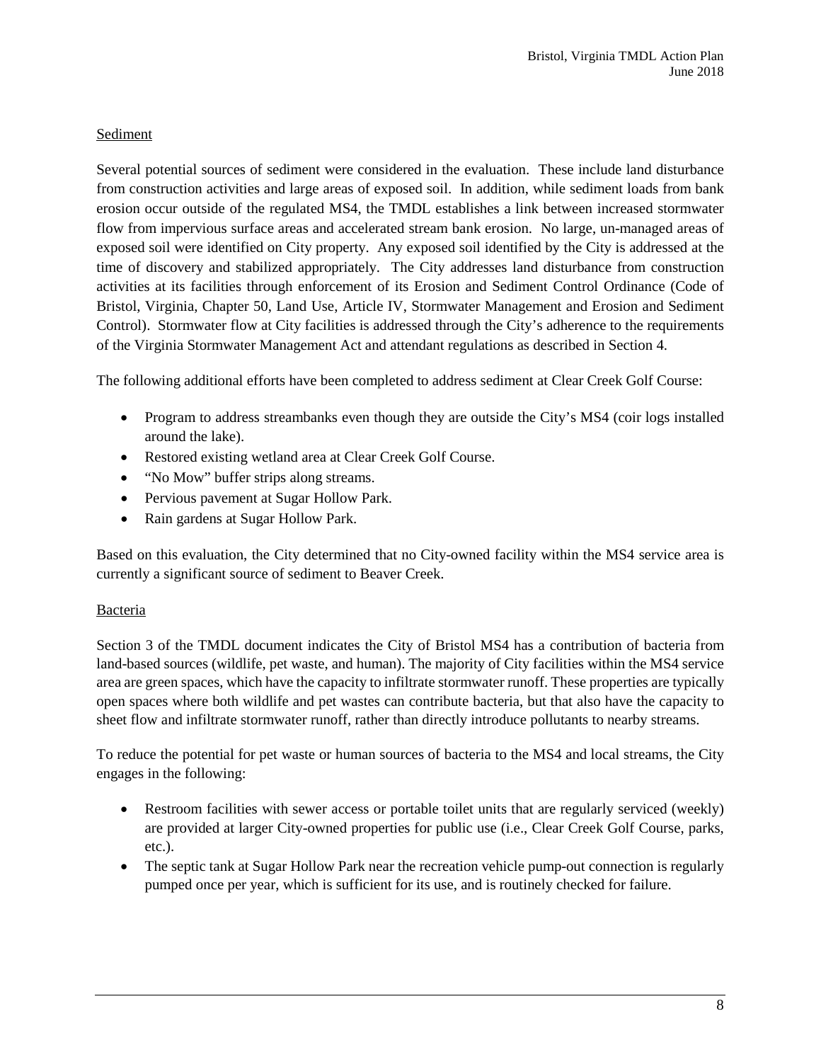## Sediment

Several potential sources of sediment were considered in the evaluation. These include land disturbance from construction activities and large areas of exposed soil. In addition, while sediment loads from bank erosion occur outside of the regulated MS4, the TMDL establishes a link between increased stormwater flow from impervious surface areas and accelerated stream bank erosion. No large, un-managed areas of exposed soil were identified on City property. Any exposed soil identified by the City is addressed at the time of discovery and stabilized appropriately. The City addresses land disturbance from construction activities at its facilities through enforcement of its Erosion and Sediment Control Ordinance (Code of Bristol, Virginia, Chapter 50, Land Use, Article IV, Stormwater Management and Erosion and Sediment Control). Stormwater flow at City facilities is addressed through the City's adherence to the requirements of the Virginia Stormwater Management Act and attendant regulations as described in Section 4.

The following additional efforts have been completed to address sediment at Clear Creek Golf Course:

- Program to address streambanks even though they are outside the City's MS4 (coir logs installed around the lake).
- Restored existing wetland area at Clear Creek Golf Course.
- "No Mow" buffer strips along streams.
- Pervious pavement at Sugar Hollow Park.
- Rain gardens at Sugar Hollow Park.

Based on this evaluation, the City determined that no City-owned facility within the MS4 service area is currently a significant source of sediment to Beaver Creek.

## Bacteria

Section 3 of the TMDL document indicates the City of Bristol MS4 has a contribution of bacteria from land-based sources (wildlife, pet waste, and human). The majority of City facilities within the MS4 service area are green spaces, which have the capacity to infiltrate stormwater runoff. These properties are typically open spaces where both wildlife and pet wastes can contribute bacteria, but that also have the capacity to sheet flow and infiltrate stormwater runoff, rather than directly introduce pollutants to nearby streams.

To reduce the potential for pet waste or human sources of bacteria to the MS4 and local streams, the City engages in the following:

- Restroom facilities with sewer access or portable toilet units that are regularly serviced (weekly) are provided at larger City-owned properties for public use (i.e., Clear Creek Golf Course, parks, etc.).
- The septic tank at Sugar Hollow Park near the recreation vehicle pump-out connection is regularly pumped once per year, which is sufficient for its use, and is routinely checked for failure.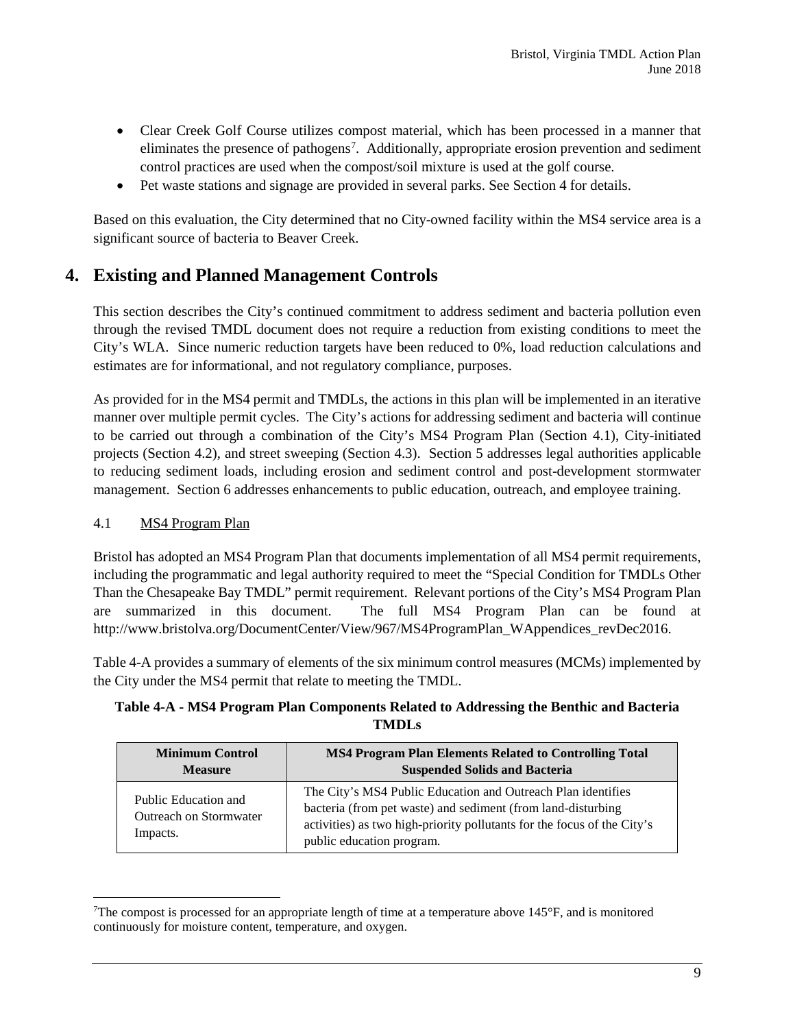- Clear Creek Golf Course utilizes compost material, which has been processed in a manner that eliminates the presence of pathogens[7]. Additionally, appropriate erosion prevention and sediment control practices are used when the compost/soil mixture is used at the golf course.
- Pet waste stations and signage are provided in several parks. See Section 4 for details.

Based on this evaluation, the City determined that no City-owned facility within the MS4 service area is a significant source of bacteria to Beaver Creek.

# 4. Existing and Planned Management Controls

This section describes the City's continued commitment to address sediment and bacteria pollution even through the revised TMDL document does not require a reduction from existing conditions to meet the City's WLA. Since numeric reduction targets have been reduced to 0%, load reduction calculations and estimates are for informational, and not regulatory compliance, purposes.

As provided for in the MS4 permit and TMDLs, the actions in this plan will be implemented in an iterative manner over multiple permit cycles. The City's actions for addressing sediment and bacteria will continue to be carried out through a combination of the City's MS4 Program Plan (Section 4.1), City-initiated projects (Section 4.2), and street sweeping (Section 4.3). Section 5 addresses legal authorities applicable to reducing sediment loads, including erosion and sediment control and post-development stormwater management. Section 6 addresses enhancements to public education, outreach, and employee training.

## 4.1 MS4 Program Plan

Bristol has adopted an MS4 Program Plan that documents implementation of all MS4 permit requirements, including the programmatic and legal authority required to meet the "Special Condition for TMDLs Other Than the Chesapeake Bay TMDL" permit requirement. Relevant portions of the City's MS4 Program Plan are summarized in this document. The full MS4 Program Plan can be found at http://www.bristolva.org/DocumentCenter/View/967/MS4ProgramPlan_WAppendices_revDec2016.

Table 4-A provides a summary of elements of the six minimum control measures (MCMs) implemented by the City under the MS4 permit that relate to meeting the TMDL.

**Table 4-A - MS4 Program Plan Components Related to Addressing the Benthic and Bacteria TMDLs**

| Minimum Control Measure | MS4 Program Plan Elements Related to Controlling Total Suspended Solids and Bacteria |
|---|---|
| Public Education and Outreach on Stormwater Impacts. | The City's MS4 Public Education and Outreach Plan identifies bacteria (from pet waste) and sediment (from land-disturbing activities) as two high-priority pollutants for the focus of the City's public education program. |

[7] The compost is processed for an appropriate length of time at a temperature above 145°F, and is monitored continuously for moisture content, temperature, and oxygen.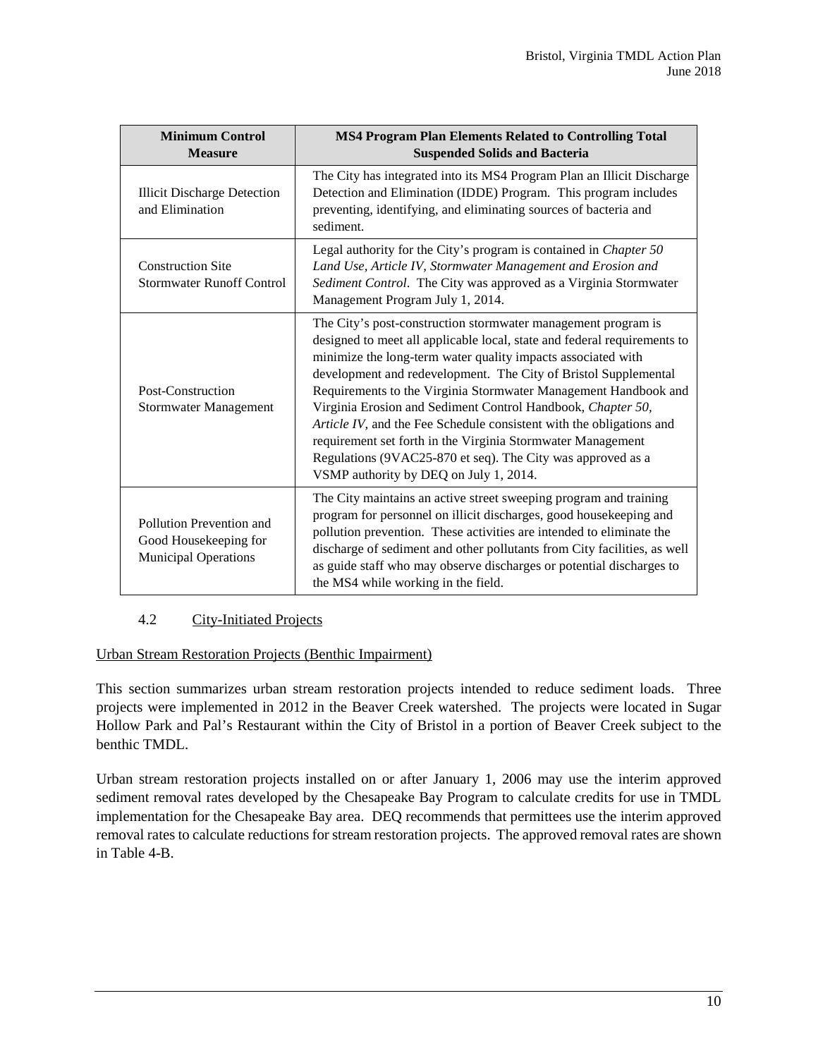| Minimum Control Measure | MS4 Program Plan Elements Related to Controlling Total Suspended Solids and Bacteria |
| --- | --- |
| Illicit Discharge Detection and Elimination | The City has integrated into its MS4 Program Plan an Illicit Discharge Detection and Elimination (IDDE) Program. This program includes preventing, identifying, and eliminating sources of bacteria and sediment. |
| Construction Site Stormwater Runoff Control | Legal authority for the City's program is contained in *Chapter 50 Land Use, Article IV, Stormwater Management and Erosion and Sediment Control*. The City was approved as a Virginia Stormwater Management Program July 1, 2014. |
| Post-Construction Stormwater Management | The City's post-construction stormwater management program is designed to meet all applicable local, state and federal requirements to minimize the long-term water quality impacts associated with development and redevelopment. The City of Bristol Supplemental Requirements to the Virginia Stormwater Management Handbook and Virginia Erosion and Sediment Control Handbook, *Chapter 50, Article IV*, and the Fee Schedule consistent with the obligations and requirement set forth in the Virginia Stormwater Management Regulations (9VAC25-870 et seq). The City was approved as a VSMP authority by DEQ on July 1, 2014. |
| Pollution Prevention and Good Housekeeping for Municipal Operations | The City maintains an active street sweeping program and training program for personnel on illicit discharges, good housekeeping and pollution prevention. These activities are intended to eliminate the discharge of sediment and other pollutants from City facilities, as well as guide staff who may observe discharges or potential discharges to the MS4 while working in the field. |

## 4.2 City-Initiated Projects

### Urban Stream Restoration Projects (Benthic Impairment)

This section summarizes urban stream restoration projects intended to reduce sediment loads. Three projects were implemented in 2012 in the Beaver Creek watershed. The projects were located in Sugar Hollow Park and Pal's Restaurant within the City of Bristol in a portion of Beaver Creek subject to the benthic TMDL.

Urban stream restoration projects installed on or after January 1, 2006 may use the interim approved sediment removal rates developed by the Chesapeake Bay Program to calculate credits for use in TMDL implementation for the Chesapeake Bay area. DEQ recommends that permittees use the interim approved removal rates to calculate reductions for stream restoration projects. The approved removal rates are shown in Table 4-B.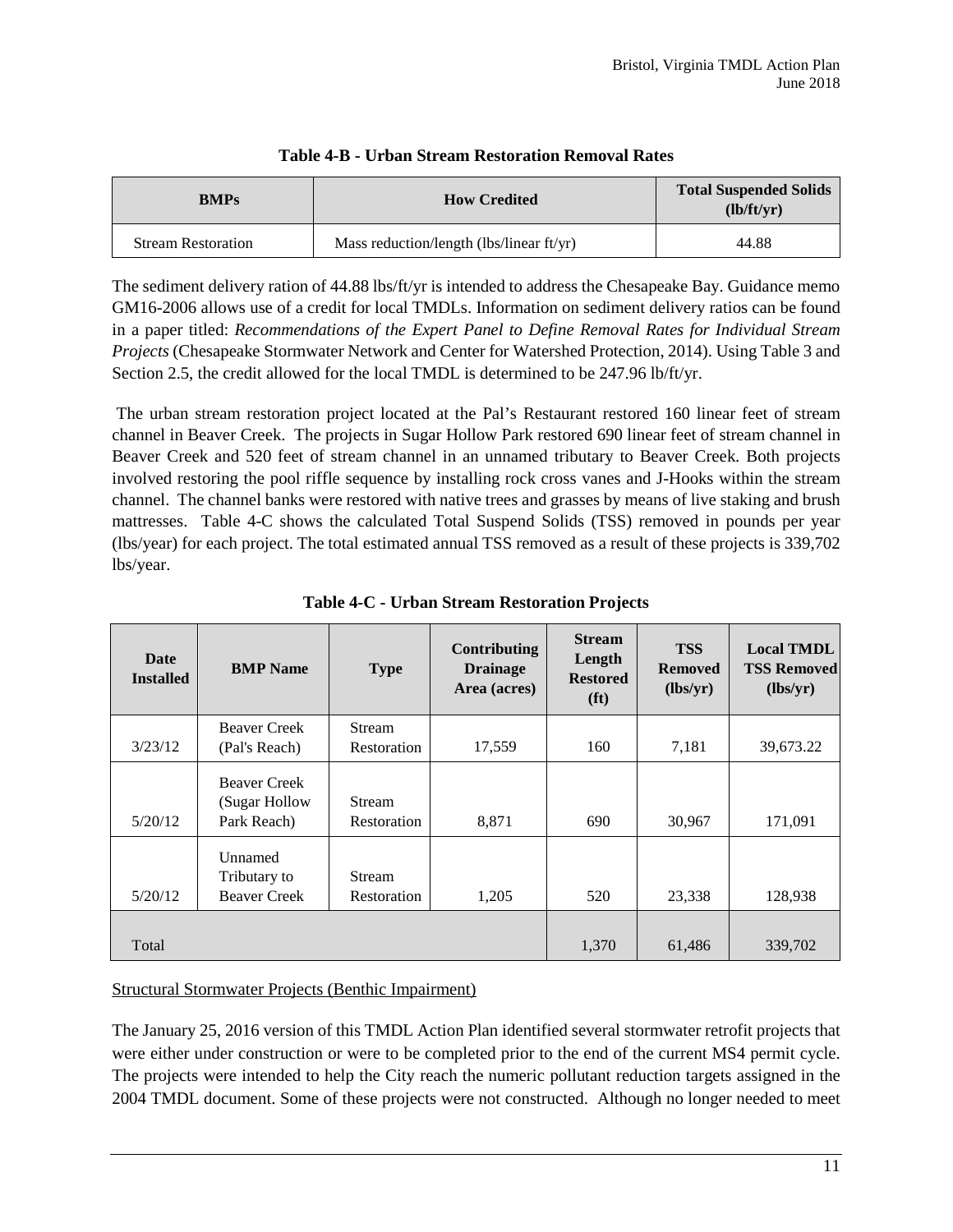**Table 4-B - Urban Stream Restoration Removal Rates**

| BMPs | How Credited | Total Suspended Solids (lb/ft/yr) |
|---|---|---|
| Stream Restoration | Mass reduction/length (lbs/linear ft/yr) | 44.88 |

The sediment delivery ration of 44.88 lbs/ft/yr is intended to address the Chesapeake Bay. Guidance memo GM16-2006 allows use of a credit for local TMDLs. Information on sediment delivery ratios can be found in a paper titled: *Recommendations of the Expert Panel to Define Removal Rates for Individual Stream Projects* (Chesapeake Stormwater Network and Center for Watershed Protection, 2014). Using Table 3 and Section 2.5, the credit allowed for the local TMDL is determined to be 247.96 lb/ft/yr.

The urban stream restoration project located at the Pal's Restaurant restored 160 linear feet of stream channel in Beaver Creek. The projects in Sugar Hollow Park restored 690 linear feet of stream channel in Beaver Creek and 520 feet of stream channel in an unnamed tributary to Beaver Creek. Both projects involved restoring the pool riffle sequence by installing rock cross vanes and J-Hooks within the stream channel. The channel banks were restored with native trees and grasses by means of live staking and brush mattresses. Table 4-C shows the calculated Total Suspend Solids (TSS) removed in pounds per year (lbs/year) for each project. The total estimated annual TSS removed as a result of these projects is 339,702 lbs/year.

**Table 4-C - Urban Stream Restoration Projects**

| Date Installed | BMP Name | Type | Contributing Drainage Area (acres) | Stream Length Restored (ft) | TSS Removed (lbs/yr) | Local TMDL TSS Removed (lbs/yr) |
|---|---|---|---|---|---|---|
| 3/23/12 | Beaver Creek (Pal's Reach) | Stream Restoration | 17,559 | 160 | 7,181 | 39,673.22 |
| 5/20/12 | Beaver Creek (Sugar Hollow Park Reach) | Stream Restoration | 8,871 | 690 | 30,967 | 171,091 |
| 5/20/12 | Unnamed Tributary to Beaver Creek | Stream Restoration | 1,205 | 520 | 23,338 | 128,938 |
| Total | | | | 1,370 | 61,486 | 339,702 |

Structural Stormwater Projects (Benthic Impairment)

The January 25, 2016 version of this TMDL Action Plan identified several stormwater retrofit projects that were either under construction or were to be completed prior to the end of the current MS4 permit cycle. The projects were intended to help the City reach the numeric pollutant reduction targets assigned in the 2004 TMDL document. Some of these projects were not constructed. Although no longer needed to meet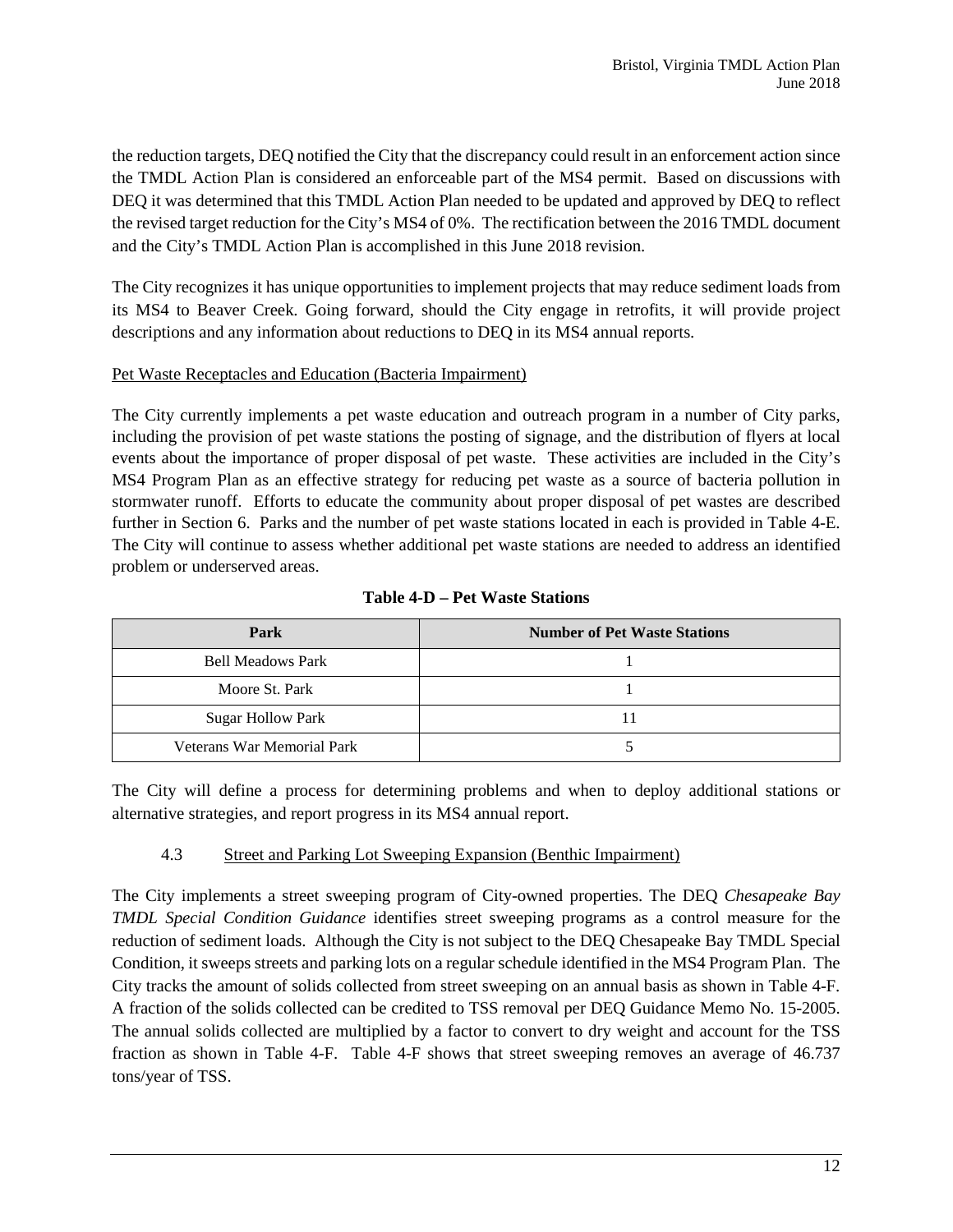the reduction targets, DEQ notified the City that the discrepancy could result in an enforcement action since the TMDL Action Plan is considered an enforceable part of the MS4 permit. Based on discussions with DEQ it was determined that this TMDL Action Plan needed to be updated and approved by DEQ to reflect the revised target reduction for the City's MS4 of 0%. The rectification between the 2016 TMDL document and the City's TMDL Action Plan is accomplished in this June 2018 revision.

The City recognizes it has unique opportunities to implement projects that may reduce sediment loads from its MS4 to Beaver Creek. Going forward, should the City engage in retrofits, it will provide project descriptions and any information about reductions to DEQ in its MS4 annual reports.

Pet Waste Receptacles and Education (Bacteria Impairment)

The City currently implements a pet waste education and outreach program in a number of City parks, including the provision of pet waste stations the posting of signage, and the distribution of flyers at local events about the importance of proper disposal of pet waste. These activities are included in the City's MS4 Program Plan as an effective strategy for reducing pet waste as a source of bacteria pollution in stormwater runoff. Efforts to educate the community about proper disposal of pet wastes are described further in Section 6. Parks and the number of pet waste stations located in each is provided in Table 4-E. The City will continue to assess whether additional pet waste stations are needed to address an identified problem or underserved areas.

**Table 4-D – Pet Waste Stations**

| Park | Number of Pet Waste Stations |
|---|---|
| Bell Meadows Park | 1 |
| Moore St. Park | 1 |
| Sugar Hollow Park | 11 |
| Veterans War Memorial Park | 5 |

The City will define a process for determining problems and when to deploy additional stations or alternative strategies, and report progress in its MS4 annual report.

### 4.3 Street and Parking Lot Sweeping Expansion (Benthic Impairment)

The City implements a street sweeping program of City-owned properties. The DEQ *Chesapeake Bay TMDL Special Condition Guidance* identifies street sweeping programs as a control measure for the reduction of sediment loads. Although the City is not subject to the DEQ Chesapeake Bay TMDL Special Condition, it sweeps streets and parking lots on a regular schedule identified in the MS4 Program Plan. The City tracks the amount of solids collected from street sweeping on an annual basis as shown in Table 4-F. A fraction of the solids collected can be credited to TSS removal per DEQ Guidance Memo No. 15-2005. The annual solids collected are multiplied by a factor to convert to dry weight and account for the TSS fraction as shown in Table 4-F. Table 4-F shows that street sweeping removes an average of 46.737 tons/year of TSS.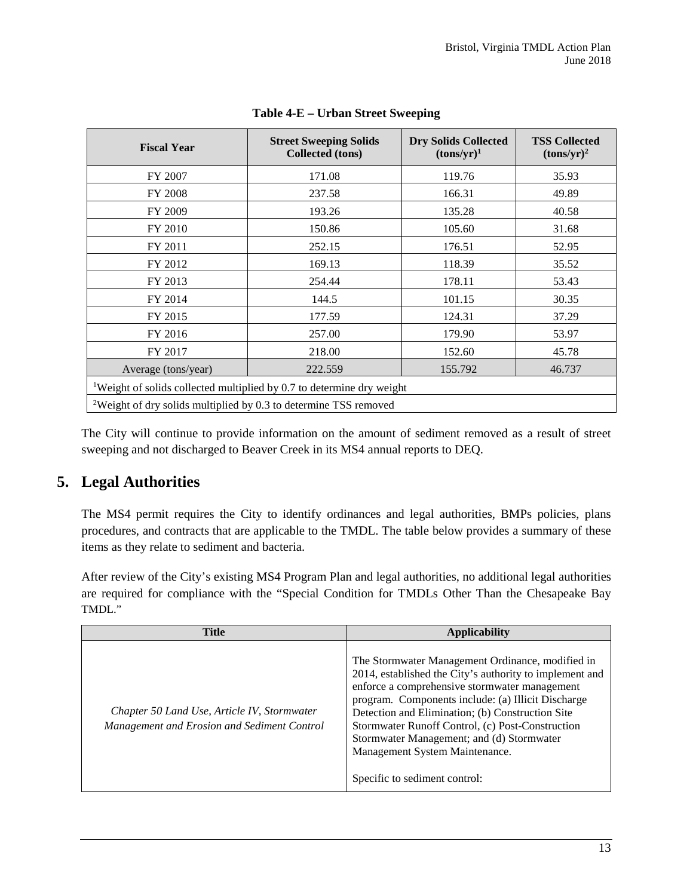**Table 4-E – Urban Street Sweeping**

| Fiscal Year | Street Sweeping Solids Collected (tons) | Dry Solids Collected (tons/yr)[1] | TSS Collected (tons/yr)[2] |
|---|---|---|---|
| FY 2007 | 171.08 | 119.76 | 35.93 |
| FY 2008 | 237.58 | 166.31 | 49.89 |
| FY 2009 | 193.26 | 135.28 | 40.58 |
| FY 2010 | 150.86 | 105.60 | 31.68 |
| FY 2011 | 252.15 | 176.51 | 52.95 |
| FY 2012 | 169.13 | 118.39 | 35.52 |
| FY 2013 | 254.44 | 178.11 | 53.43 |
| FY 2014 | 144.5 | 101.15 | 30.35 |
| FY 2015 | 177.59 | 124.31 | 37.29 |
| FY 2016 | 257.00 | 179.90 | 53.97 |
| FY 2017 | 218.00 | 152.60 | 45.78 |
| Average (tons/year) | 222.559 | 155.792 | 46.737 |
| [1]Weight of solids collected multiplied by 0.7 to determine dry weight | | | |
| [2]Weight of dry solids multiplied by 0.3 to determine TSS removed | | | |

The City will continue to provide information on the amount of sediment removed as a result of street sweeping and not discharged to Beaver Creek in its MS4 annual reports to DEQ.

## 5. Legal Authorities

The MS4 permit requires the City to identify ordinances and legal authorities, BMPs policies, plans procedures, and contracts that are applicable to the TMDL. The table below provides a summary of these items as they relate to sediment and bacteria.

After review of the City's existing MS4 Program Plan and legal authorities, no additional legal authorities are required for compliance with the "Special Condition for TMDLs Other Than the Chesapeake Bay TMDL."

| Title | Applicability |
|---|---|
| *Chapter 50 Land Use, Article IV, Stormwater Management and Erosion and Sediment Control* | The Stormwater Management Ordinance, modified in 2014, established the City's authority to implement and enforce a comprehensive stormwater management program. Components include: (a) Illicit Discharge Detection and Elimination; (b) Construction Site Stormwater Runoff Control, (c) Post-Construction Stormwater Management; and (d) Stormwater Management System Maintenance.<br><br>Specific to sediment control: |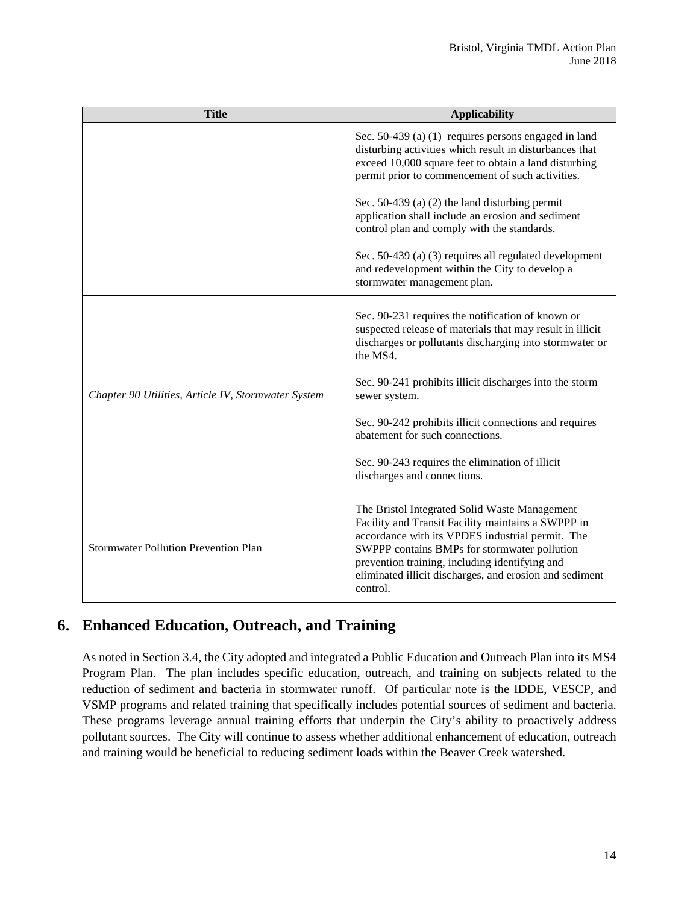| Title | Applicability |
| --- | --- |
| | Sec. 50-439 (a) (1) requires persons engaged in land disturbing activities which result in disturbances that exceed 10,000 square feet to obtain a land disturbing permit prior to commencement of such activities.<br><br>Sec. 50-439 (a) (2) the land disturbing permit application shall include an erosion and sediment control plan and comply with the standards.<br><br>Sec. 50-439 (a) (3) requires all regulated development and redevelopment within the City to develop a stormwater management plan. |
| *Chapter 90 Utilities, Article IV, Stormwater System* | Sec. 90-231 requires the notification of known or suspected release of materials that may result in illicit discharges or pollutants discharging into stormwater or the MS4.<br><br>Sec. 90-241 prohibits illicit discharges into the storm sewer system.<br><br>Sec. 90-242 prohibits illicit connections and requires abatement for such connections.<br><br>Sec. 90-243 requires the elimination of illicit discharges and connections. |
| Stormwater Pollution Prevention Plan | The Bristol Integrated Solid Waste Management Facility and Transit Facility maintains a SWPPP in accordance with its VPDES industrial permit. The SWPPP contains BMPs for stormwater pollution prevention training, including identifying and eliminated illicit discharges, and erosion and sediment control. |

# 6. Enhanced Education, Outreach, and Training

As noted in Section 3.4, the City adopted and integrated a Public Education and Outreach Plan into its MS4 Program Plan. The plan includes specific education, outreach, and training on subjects related to the reduction of sediment and bacteria in stormwater runoff. Of particular note is the IDDE, VESCP, and VSMP programs and related training that specifically includes potential sources of sediment and bacteria. These programs leverage annual training efforts that underpin the City's ability to proactively address pollutant sources. The City will continue to assess whether additional enhancement of education, outreach and training would be beneficial to reducing sediment loads within the Beaver Creek watershed.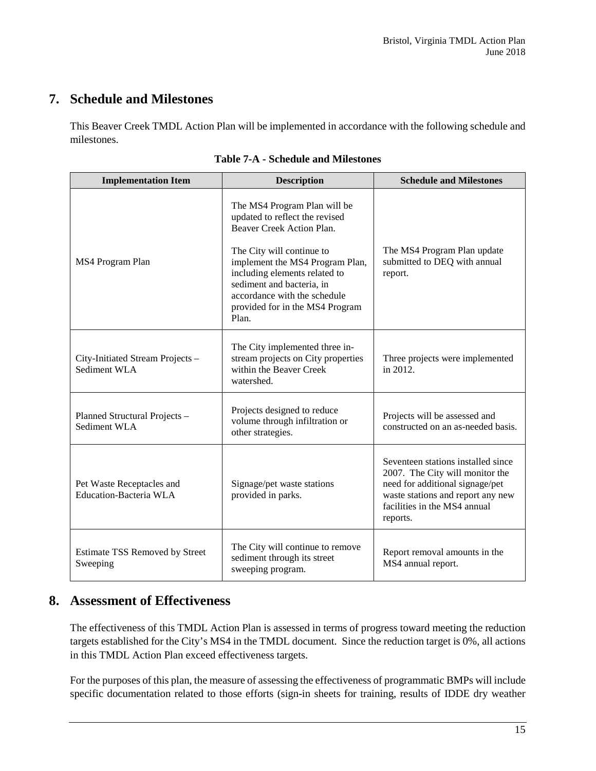## 7. Schedule and Milestones

This Beaver Creek TMDL Action Plan will be implemented in accordance with the following schedule and milestones.

**Table 7-A - Schedule and Milestones**

| Implementation Item | Description | Schedule and Milestones |
|---|---|---|
| MS4 Program Plan | The MS4 Program Plan will be updated to reflect the revised Beaver Creek Action Plan.<br><br>The City will continue to implement the MS4 Program Plan, including elements related to sediment and bacteria, in accordance with the schedule provided for in the MS4 Program Plan. | The MS4 Program Plan update submitted to DEQ with annual report. |
| City-Initiated Stream Projects – Sediment WLA | The City implemented three in-stream projects on City properties within the Beaver Creek watershed. | Three projects were implemented in 2012. |
| Planned Structural Projects – Sediment WLA | Projects designed to reduce volume through infiltration or other strategies. | Projects will be assessed and constructed on an as-needed basis. |
| Pet Waste Receptacles and Education-Bacteria WLA | Signage/pet waste stations provided in parks. | Seventeen stations installed since 2007. The City will monitor the need for additional signage/pet waste stations and report any new facilities in the MS4 annual reports. |
| Estimate TSS Removed by Street Sweeping | The City will continue to remove sediment through its street sweeping program. | Report removal amounts in the MS4 annual report. |

## 8. Assessment of Effectiveness

The effectiveness of this TMDL Action Plan is assessed in terms of progress toward meeting the reduction targets established for the City's MS4 in the TMDL document. Since the reduction target is 0%, all actions in this TMDL Action Plan exceed effectiveness targets.

For the purposes of this plan, the measure of assessing the effectiveness of programmatic BMPs will include specific documentation related to those efforts (sign-in sheets for training, results of IDDE dry weather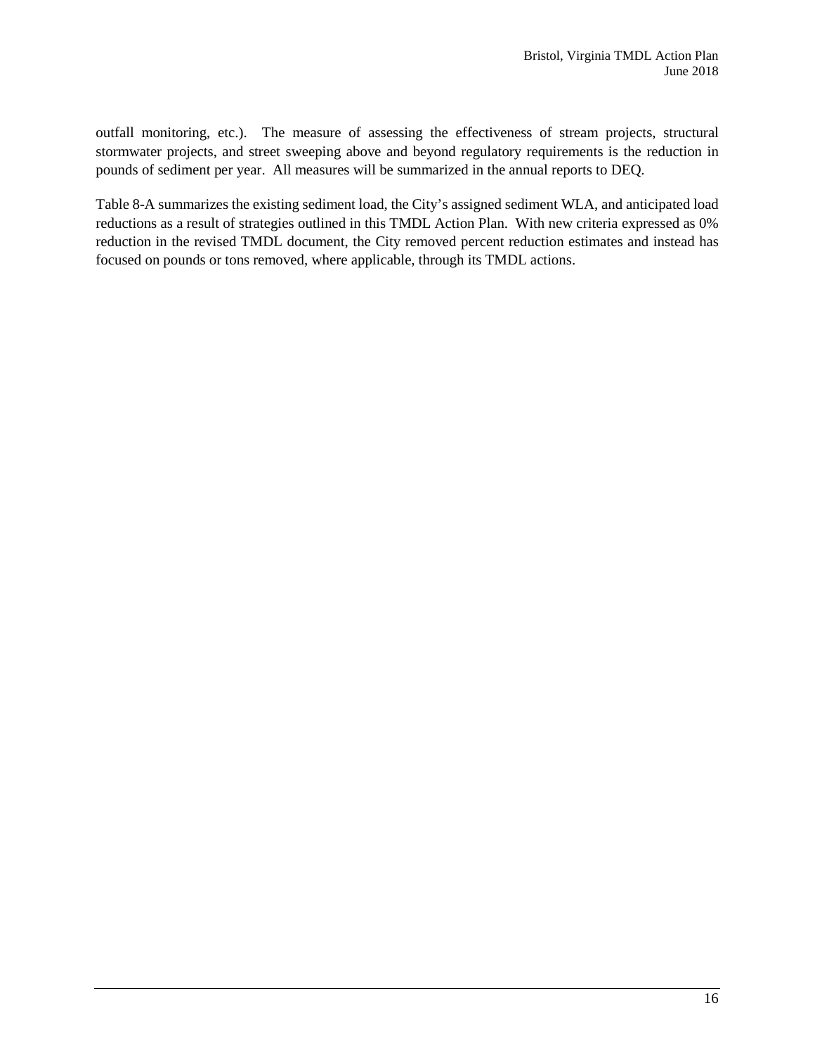outfall monitoring, etc.). The measure of assessing the effectiveness of stream projects, structural stormwater projects, and street sweeping above and beyond regulatory requirements is the reduction in pounds of sediment per year. All measures will be summarized in the annual reports to DEQ.

Table 8-A summarizes the existing sediment load, the City's assigned sediment WLA, and anticipated load reductions as a result of strategies outlined in this TMDL Action Plan. With new criteria expressed as 0% reduction in the revised TMDL document, the City removed percent reduction estimates and instead has focused on pounds or tons removed, where applicable, through its TMDL actions.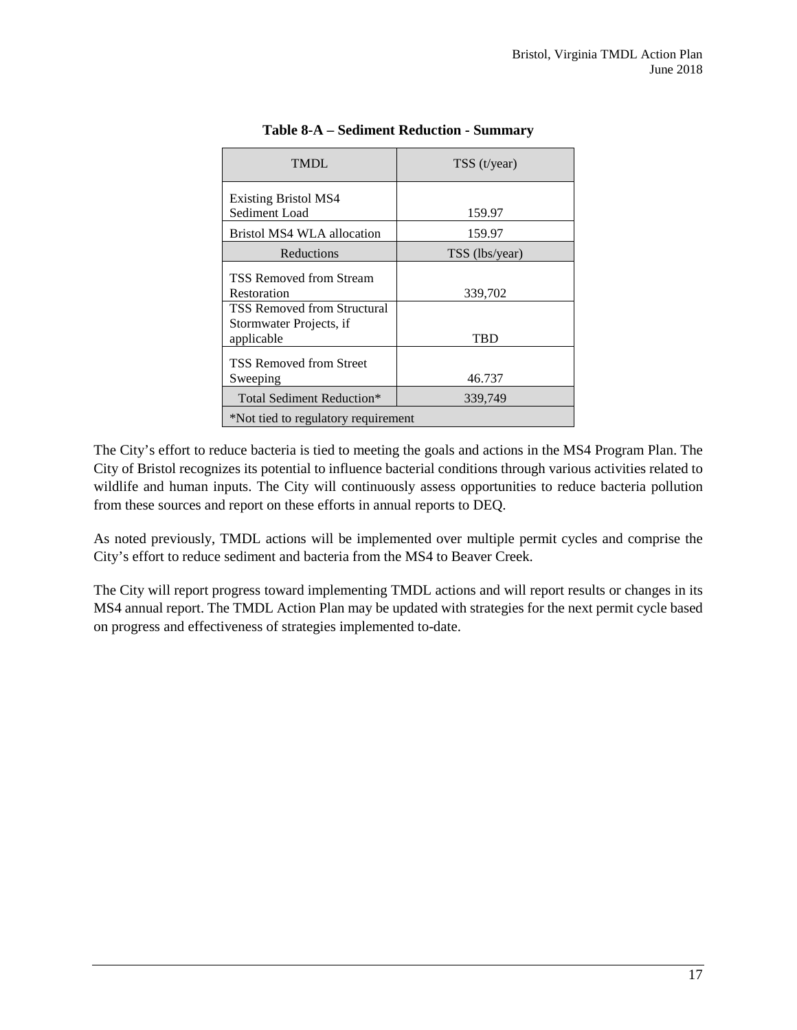**Table 8-A – Sediment Reduction - Summary**

| TMDL | TSS (t/year) |
|---|---|
| Existing Bristol MS4 Sediment Load | 159.97 |
| Bristol MS4 WLA allocation | 159.97 |
| Reductions | TSS (lbs/year) |
| TSS Removed from Stream Restoration | 339,702 |
| TSS Removed from Structural Stormwater Projects, if applicable | TBD |
| TSS Removed from Street Sweeping | 46.737 |
| Total Sediment Reduction* | 339,749 |
| *Not tied to regulatory requirement | |

The City's effort to reduce bacteria is tied to meeting the goals and actions in the MS4 Program Plan. The City of Bristol recognizes its potential to influence bacterial conditions through various activities related to wildlife and human inputs. The City will continuously assess opportunities to reduce bacteria pollution from these sources and report on these efforts in annual reports to DEQ.

As noted previously, TMDL actions will be implemented over multiple permit cycles and comprise the City's effort to reduce sediment and bacteria from the MS4 to Beaver Creek.

The City will report progress toward implementing TMDL actions and will report results or changes in its MS4 annual report. The TMDL Action Plan may be updated with strategies for the next permit cycle based on progress and effectiveness of strategies implemented to-date.